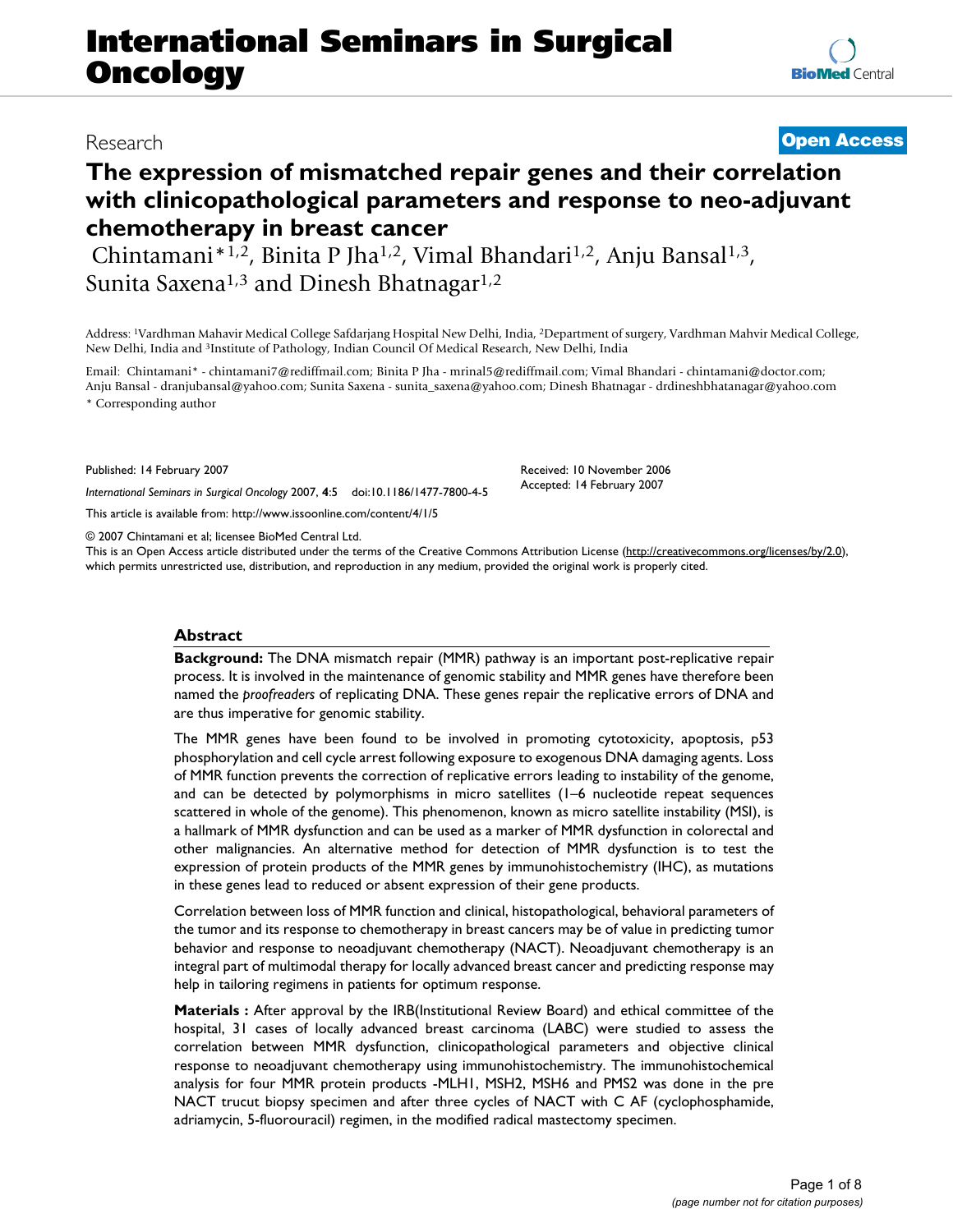# The expression of mismatched repair genes and their correlation with clinicopathological parameters and response to neo-adjuvant chemotherapy in breast cancer

Research | Open Access

Chintamani*[1,2], Binita P Jha[1,2], Vimal Bhandari[1,2], Anju Bansal[1,3], Sunita Saxena[1,3] and Dinesh Bhatnagar[1,2]

Address: [1]Vardhman Mahavir Medical College Safdarjang Hospital New Delhi, India, [2]Department of surgery, Vardhman Mahvir Medical College, New Delhi, India and [3]Institute of Pathology, Indian Council Of Medical Research, New Delhi, India

Email: Chintamani* - chintamani7@rediffmail.com; Binita P Jha - mrinal5@rediffmail.com; Vimal Bhandari - chintamani@doctor.com; Anju Bansal - dranjubansal@yahoo.com; Sunita Saxena - sunita_saxena@yahoo.com; Dinesh Bhatnagar - drdineshbhatanagar@yahoo.com

* Corresponding author

Published: 14 February 2007

*International Seminars in Surgical Oncology* 2007, **4**:5 doi:10.1186/1477-7800-4-5

This article is available from: http://www.issoonline.com/content/4/1/5

Received: 10 November 2006
Accepted: 14 February 2007

© 2007 Chintamani et al; licensee BioMed Central Ltd.
This is an Open Access article distributed under the terms of the Creative Commons Attribution License (http://creativecommons.org/licenses/by/2.0), which permits unrestricted use, distribution, and reproduction in any medium, provided the original work is properly cited.

## Abstract

**Background:** The DNA mismatch repair (MMR) pathway is an important post-replicative repair process. It is involved in the maintenance of genomic stability and MMR genes have therefore been named the *proofreaders* of replicating DNA. These genes repair the replicative errors of DNA and are thus imperative for genomic stability.

The MMR genes have been found to be involved in promoting cytotoxicity, apoptosis, p53 phosphorylation and cell cycle arrest following exposure to exogenous DNA damaging agents. Loss of MMR function prevents the correction of replicative errors leading to instability of the genome, and can be detected by polymorphisms in micro satellites (1–6 nucleotide repeat sequences scattered in whole of the genome). This phenomenon, known as micro satellite instability (MSI), is a hallmark of MMR dysfunction and can be used as a marker of MMR dysfunction in colorectal and other malignancies. An alternative method for detection of MMR dysfunction is to test the expression of protein products of the MMR genes by immunohistochemistry (IHC), as mutations in these genes lead to reduced or absent expression of their gene products.

Correlation between loss of MMR function and clinical, histopathological, behavioral parameters of the tumor and its response to chemotherapy in breast cancers may be of value in predicting tumor behavior and response to neoadjuvant chemotherapy (NACT). Neoadjuvant chemotherapy is an integral part of multimodal therapy for locally advanced breast cancer and predicting response may help in tailoring regimens in patients for optimum response.

**Materials :** After approval by the IRB(Institutional Review Board) and ethical committee of the hospital, 31 cases of locally advanced breast carcinoma (LABC) were studied to assess the correlation between MMR dysfunction, clinicopathological parameters and objective clinical response to neoadjuvant chemotherapy using immunohistochemistry. The immunohistochemical analysis for four MMR protein products -MLH1, MSH2, MSH6 and PMS2 was done in the pre NACT trucut biopsy specimen and after three cycles of NACT with C AF (cyclophosphamide, adriamycin, 5-fluorouracil) regimen, in the modified radical mastectomy specimen.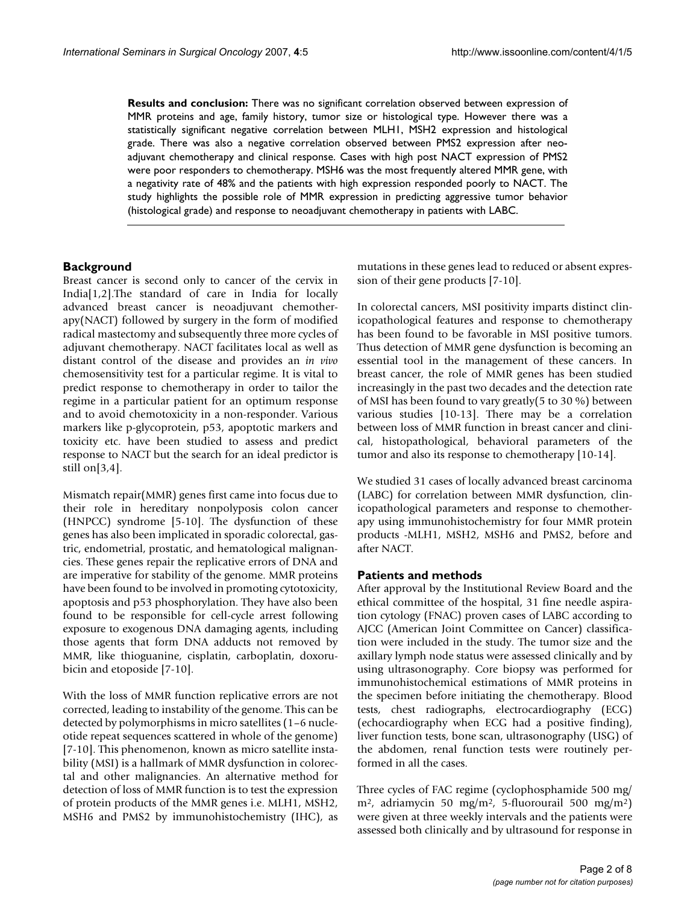**Results and conclusion:** There was no significant correlation observed between expression of MMR proteins and age, family history, tumor size or histological type. However there was a statistically significant negative correlation between MLH1, MSH2 expression and histological grade. There was also a negative correlation observed between PMS2 expression after neo-adjuvant chemotherapy and clinical response. Cases with high post NACT expression of PMS2 were poor responders to chemotherapy. MSH6 was the most frequently altered MMR gene, with a negativity rate of 48% and the patients with high expression responded poorly to NACT. The study highlights the possible role of MMR expression in predicting aggressive tumor behavior (histological grade) and response to neoadjuvant chemotherapy in patients with LABC.

## Background

Breast cancer is second only to cancer of the cervix in India[1,2].The standard of care in India for locally advanced breast cancer is neoadjuvant chemotherapy(NACT) followed by surgery in the form of modified radical mastectomy and subsequently three more cycles of adjuvant chemotherapy. NACT facilitates local as well as distant control of the disease and provides an *in vivo* chemosensitivity test for a particular regime. It is vital to predict response to chemotherapy in order to tailor the regime in a particular patient for an optimum response and to avoid chemotoxicity in a non-responder. Various markers like p-glycoprotein, p53, apoptotic markers and toxicity etc. have been studied to assess and predict response to NACT but the search for an ideal predictor is still on[3,4].

Mismatch repair(MMR) genes first came into focus due to their role in hereditary nonpolyposis colon cancer (HNPCC) syndrome [5-10]. The dysfunction of these genes has also been implicated in sporadic colorectal, gastric, endometrial, prostatic, and hematological malignancies. These genes repair the replicative errors of DNA and are imperative for stability of the genome. MMR proteins have been found to be involved in promoting cytotoxicity, apoptosis and p53 phosphorylation. They have also been found to be responsible for cell-cycle arrest following exposure to exogenous DNA damaging agents, including those agents that form DNA adducts not removed by MMR, like thioguanine, cisplatin, carboplatin, doxorubicin and etoposide [7-10].

With the loss of MMR function replicative errors are not corrected, leading to instability of the genome. This can be detected by polymorphisms in micro satellites (1–6 nucleotide repeat sequences scattered in whole of the genome) [7-10]. This phenomenon, known as micro satellite instability (MSI) is a hallmark of MMR dysfunction in colorectal and other malignancies. An alternative method for detection of loss of MMR function is to test the expression of protein products of the MMR genes i.e. MLH1, MSH2, MSH6 and PMS2 by immunohistochemistry (IHC), as mutations in these genes lead to reduced or absent expression of their gene products [7-10].

In colorectal cancers, MSI positivity imparts distinct clinicopathological features and response to chemotherapy has been found to be favorable in MSI positive tumors. Thus detection of MMR gene dysfunction is becoming an essential tool in the management of these cancers. In breast cancer, the role of MMR genes has been studied increasingly in the past two decades and the detection rate of MSI has been found to vary greatly(5 to 30 %) between various studies [10-13]. There may be a correlation between loss of MMR function in breast cancer and clinical, histopathological, behavioral parameters of the tumor and also its response to chemotherapy [10-14].

We studied 31 cases of locally advanced breast carcinoma (LABC) for correlation between MMR dysfunction, clinicopathological parameters and response to chemotherapy using immunohistochemistry for four MMR protein products -MLH1, MSH2, MSH6 and PMS2, before and after NACT.

## Patients and methods

After approval by the Institutional Review Board and the ethical committee of the hospital, 31 fine needle aspiration cytology (FNAC) proven cases of LABC according to AJCC (American Joint Committee on Cancer) classification were included in the study. The tumor size and the axillary lymph node status were assessed clinically and by using ultrasonography. Core biopsy was performed for immunohistochemical estimations of MMR proteins in the specimen before initiating the chemotherapy. Blood tests, chest radiographs, electrocardiography (ECG) (echocardiography when ECG had a positive finding), liver function tests, bone scan, ultrasonography (USG) of the abdomen, renal function tests were routinely performed in all the cases.

Three cycles of FAC regime (cyclophosphamide 500 mg/m$^2$, adriamycin 50 mg/m$^2$, 5-fluorourail 500 mg/m$^2$) were given at three weekly intervals and the patients were assessed both clinically and by ultrasound for response in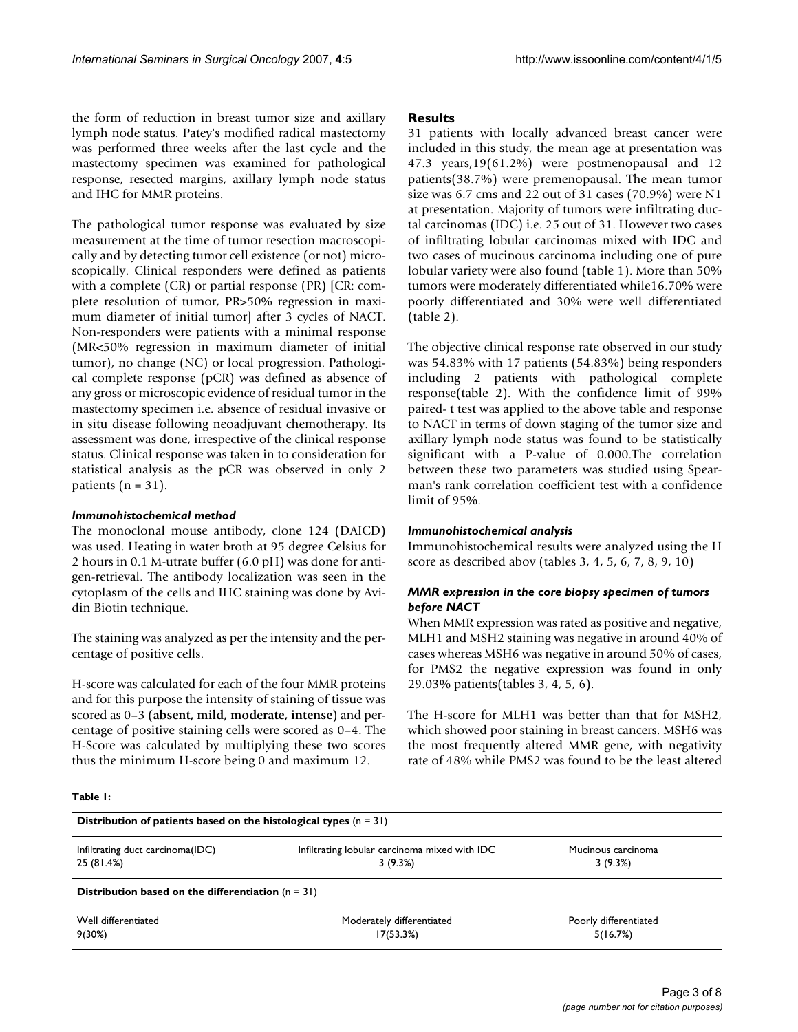the form of reduction in breast tumor size and axillary lymph node status. Patey's modified radical mastectomy was performed three weeks after the last cycle and the mastectomy specimen was examined for pathological response, resected margins, axillary lymph node status and IHC for MMR proteins.

The pathological tumor response was evaluated by size measurement at the time of tumor resection macroscopically and by detecting tumor cell existence (or not) microscopically. Clinical responders were defined as patients with a complete (CR) or partial response (PR) [CR: complete resolution of tumor, PR>50% regression in maximum diameter of initial tumor] after 3 cycles of NACT. Non-responders were patients with a minimal response (MR<50% regression in maximum diameter of initial tumor), no change (NC) or local progression. Pathological complete response (pCR) was defined as absence of any gross or microscopic evidence of residual tumor in the mastectomy specimen i.e. absence of residual invasive or in situ disease following neoadjuvant chemotherapy. Its assessment was done, irrespective of the clinical response status. Clinical response was taken in to consideration for statistical analysis as the pCR was observed in only 2 patients (n = 31).

### *Immunohistochemical method*

The monoclonal mouse antibody, clone 124 (DAICD) was used. Heating in water broth at 95 degree Celsius for 2 hours in 0.1 M-utrate buffer (6.0 pH) was done for antigen-retrieval. The antibody localization was seen in the cytoplasm of the cells and IHC staining was done by Avidin Biotin technique.

The staining was analyzed as per the intensity and the percentage of positive cells.

H-score was calculated for each of the four MMR proteins and for this purpose the intensity of staining of tissue was scored as 0–3 (**absent, mild, moderate, intense**) and percentage of positive staining cells were scored as 0–4. The H-Score was calculated by multiplying these two scores thus the minimum H-score being 0 and maximum 12.

## Results

31 patients with locally advanced breast cancer were included in this study, the mean age at presentation was 47.3 years,19(61.2%) were postmenopausal and 12 patients(38.7%) were premenopausal. The mean tumor size was 6.7 cms and 22 out of 31 cases (70.9%) were N1 at presentation. Majority of tumors were infiltrating ductal carcinomas (IDC) i.e. 25 out of 31. However two cases of infiltrating lobular carcinomas mixed with IDC and two cases of mucinous carcinoma including one of pure lobular variety were also found (table 1). More than 50% tumors were moderately differentiated while16.70% were poorly differentiated and 30% were well differentiated (table 2).

The objective clinical response rate observed in our study was 54.83% with 17 patients (54.83%) being responders including 2 patients with pathological complete response(table 2). With the confidence limit of 99% paired- t test was applied to the above table and response to NACT in terms of down staging of the tumor size and axillary lymph node status was found to be statistically significant with a P-value of 0.000.The correlation between these two parameters was studied using Spearman's rank correlation coefficient test with a confidence limit of 95%.

### *Immunohistochemical analysis*

Immunohistochemical results were analyzed using the H score as described abov (tables 3, 4, 5, 6, 7, 8, 9, 10)

### *MMR expression in the core biopsy specimen of tumors before NACT*

When MMR expression was rated as positive and negative, MLH1 and MSH2 staining was negative in around 40% of cases whereas MSH6 was negative in around 50% of cases, for PMS2 the negative expression was found in only 29.03% patients(tables 3, 4, 5, 6).

The H-score for MLH1 was better than that for MSH2, which showed poor staining in breast cancers. MSH6 was the most frequently altered MMR gene, with negativity rate of 48% while PMS2 was found to be the least altered

**Table 1:**

| **Distribution of patients based on the histological types** (n = 31) | | |
|---|---|---|
| Infiltrating duct carcinoma(IDC) 25 (81.4%) | Infiltrating lobular carcinoma mixed with IDC 3 (9.3%) | Mucinous carcinoma 3 (9.3%) |
| **Distribution based on the differentiation** (n = 31) | | |
| Well differentiated 9(30%) | Moderately differentiated 17(53.3%) | Poorly differentiated 5(16.7%) |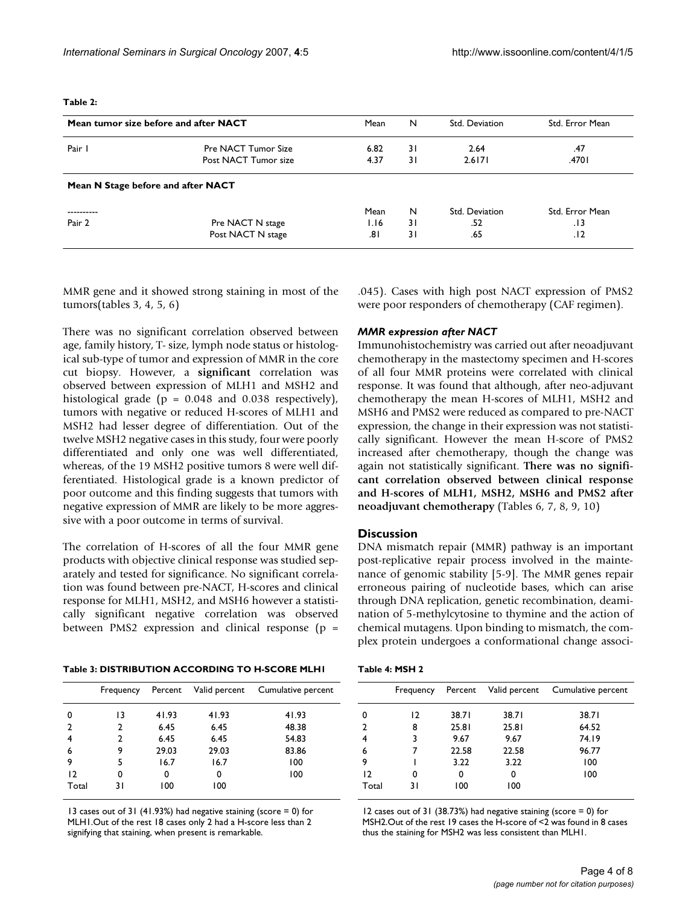**Table 2:**

| Mean tumor size before and after NACT | | Mean | N | Std. Deviation | Std. Error Mean |
|---|---|---|---|---|---|
| Pair 1 | Pre NACT Tumor Size | 6.82 | 31 | 2.64 | .47 |
| | Post NACT Tumor size | 4.37 | 31 | 2.6171 | .4701 |
| **Mean N Stage before and after NACT** | | | | | |
| ---------- | | Mean | N | Std. Deviation | Std. Error Mean |
| Pair 2 | Pre NACT N stage | 1.16 | 31 | .52 | .13 |
| | Post NACT N stage | .81 | 31 | .65 | .12 |

MMR gene and it showed strong staining in most of the tumors(tables 3, 4, 5, 6)

There was no significant correlation observed between age, family history, T- size, lymph node status or histological sub-type of tumor and expression of MMR in the core cut biopsy. However, a **significant** correlation was observed between expression of MLH1 and MSH2 and histological grade ($p = 0.048$ and $0.038$ respectively), tumors with negative or reduced H-scores of MLH1 and MSH2 had lesser degree of differentiation. Out of the twelve MSH2 negative cases in this study, four were poorly differentiated and only one was well differentiated, whereas, of the 19 MSH2 positive tumors 8 were well differentiated. Histological grade is a known predictor of poor outcome and this finding suggests that tumors with negative expression of MMR are likely to be more aggressive with a poor outcome in terms of survival.

The correlation of H-scores of all the four MMR gene products with objective clinical response was studied separately and tested for significance. No significant correlation was found between pre-NACT, H-scores and clinical response for MLH1, MSH2, and MSH6 however a statistically significant negative correlation was observed between PMS2 expression and clinical response ($p = .045$). Cases with high post NACT expression of PMS2 were poor responders of chemotherapy (CAF regimen).

### *MMR expression after NACT*

Immunohistochemistry was carried out after neoadjuvant chemotherapy in the mastectomy specimen and H-scores of all four MMR proteins were correlated with clinical response. It was found that although, after neo-adjuvant chemotherapy the mean H-scores of MLH1, MSH2 and MSH6 and PMS2 were reduced as compared to pre-NACT expression, the change in their expression was not statistically significant. However the mean H-score of PMS2 increased after chemotherapy, though the change was again not statistically significant. **There was no significant correlation observed between clinical response and H-scores of MLH1, MSH2, MSH6 and PMS2 after neoadjuvant chemotherapy** (Tables 6, 7, 8, 9, 10)

## Discussion

DNA mismatch repair (MMR) pathway is an important post-replicative repair process involved in the maintenance of genomic stability [5-9]. The MMR genes repair erroneous pairing of nucleotide bases, which can arise through DNA replication, genetic recombination, deamination of 5-methylcytosine to thymine and the action of chemical mutagens. Upon binding to mismatch, the complex protein undergoes a conformational change associ-

**Table 3: DISTRIBUTION ACCORDING TO H-SCORE MLH1**

| | Frequency | Percent | Valid percent | Cumulative percent |
|---|---|---|---|---|
| 0 | 13 | 41.93 | 41.93 | 41.93 |
| 2 | 2 | 6.45 | 6.45 | 48.38 |
| 4 | 2 | 6.45 | 6.45 | 54.83 |
| 6 | 9 | 29.03 | 29.03 | 83.86 |
| 9 | 5 | 16.7 | 16.7 | 100 |
| 12 | 0 | 0 | 0 | 100 |
| Total | 31 | 100 | 100 | |

13 cases out of 31 (41.93%) had negative staining (score = 0) for MLH1.Out of the rest 18 cases only 2 had a H-score less than 2 signifying that staining, when present is remarkable.

**Table 4: MSH 2**

| | Frequency | Percent | Valid percent | Cumulative percent |
|---|---|---|---|---|
| 0 | 12 | 38.71 | 38.71 | 38.71 |
| 2 | 8 | 25.81 | 25.81 | 64.52 |
| 4 | 3 | 9.67 | 9.67 | 74.19 |
| 6 | 7 | 22.58 | 22.58 | 96.77 |
| 9 | 1 | 3.22 | 3.22 | 100 |
| 12 | 0 | 0 | 0 | 100 |
| Total | 31 | 100 | 100 | |

12 cases out of 31 (38.73%) had negative staining (score = 0) for MSH2.Out of the rest 19 cases the H-score of <2 was found in 8 cases thus the staining for MSH2 was less consistent than MLH1.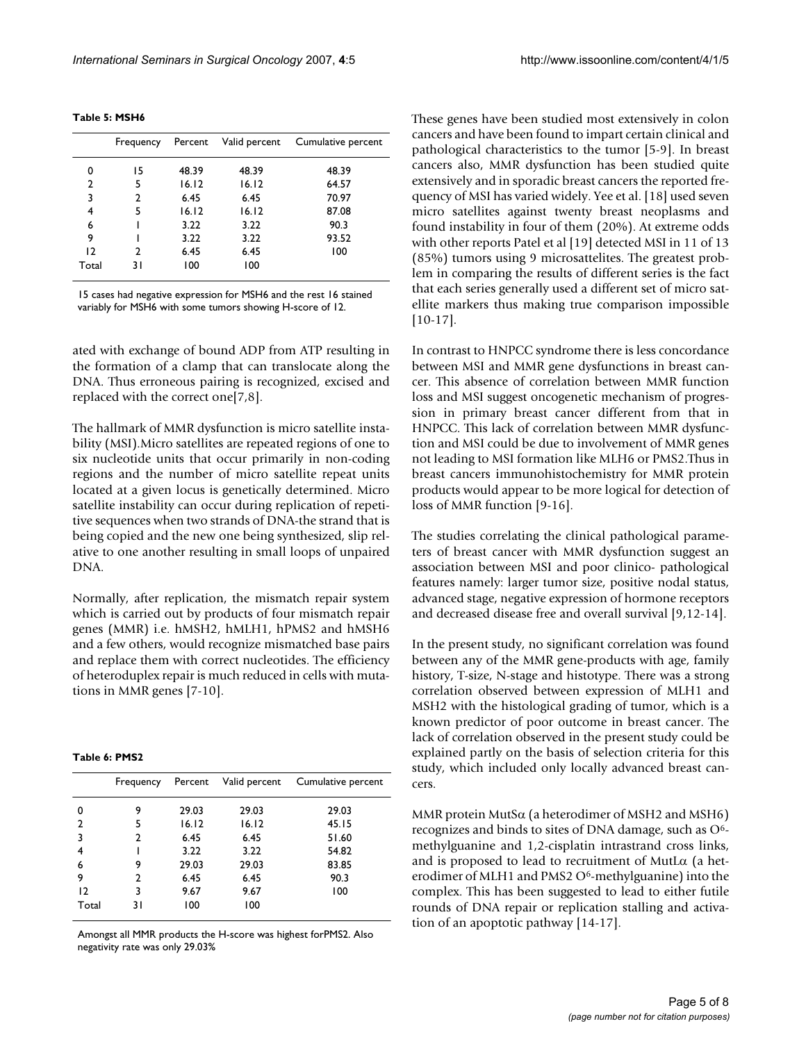**Table 5: MSH6**

| | Frequency | Percent | Valid percent | Cumulative percent |
|---|---|---|---|---|
| 0 | 15 | 48.39 | 48.39 | 48.39 |
| 2 | 5 | 16.12 | 16.12 | 64.57 |
| 3 | 2 | 6.45 | 6.45 | 70.97 |
| 4 | 5 | 16.12 | 16.12 | 87.08 |
| 6 | 1 | 3.22 | 3.22 | 90.3 |
| 9 | 1 | 3.22 | 3.22 | 93.52 |
| 12 | 2 | 6.45 | 6.45 | 100 |
| Total | 31 | 100 | 100 | |

15 cases had negative expression for MSH6 and the rest 16 stained variably for MSH6 with some tumors showing H-score of 12.

ated with exchange of bound ADP from ATP resulting in the formation of a clamp that can translocate along the DNA. Thus erroneous pairing is recognized, excised and replaced with the correct one[7,8].

The hallmark of MMR dysfunction is micro satellite instability (MSI).Micro satellites are repeated regions of one to six nucleotide units that occur primarily in non-coding regions and the number of micro satellite repeat units located at a given locus is genetically determined. Micro satellite instability can occur during replication of repetitive sequences when two strands of DNA-the strand that is being copied and the new one being synthesized, slip relative to one another resulting in small loops of unpaired DNA.

Normally, after replication, the mismatch repair system which is carried out by products of four mismatch repair genes (MMR) i.e. hMSH2, hMLH1, hPMS2 and hMSH6 and a few others, would recognize mismatched base pairs and replace them with correct nucleotides. The efficiency of heteroduplex repair is much reduced in cells with mutations in MMR genes [7-10].

**Table 6: PMS2**

| | Frequency | Percent | Valid percent | Cumulative percent |
|---|---|---|---|---|
| 0 | 9 | 29.03 | 29.03 | 29.03 |
| 2 | 5 | 16.12 | 16.12 | 45.15 |
| 3 | 2 | 6.45 | 6.45 | 51.60 |
| 4 | 1 | 3.22 | 3.22 | 54.82 |
| 6 | 9 | 29.03 | 29.03 | 83.85 |
| 9 | 2 | 6.45 | 6.45 | 90.3 |
| 12 | 3 | 9.67 | 9.67 | 100 |
| Total | 31 | 100 | 100 | |

Amongst all MMR products the H-score was highest forPMS2. Also negativity rate was only 29.03%

These genes have been studied most extensively in colon cancers and have been found to impart certain clinical and pathological characteristics to the tumor [5-9]. In breast cancers also, MMR dysfunction has been studied quite extensively and in sporadic breast cancers the reported frequency of MSI has varied widely. Yee et al. [18] used seven micro satellites against twenty breast neoplasms and found instability in four of them (20%). At extreme odds with other reports Patel et al [19] detected MSI in 11 of 13 (85%) tumors using 9 microsatellites. The greatest problem in comparing the results of different series is the fact that each series generally used a different set of micro satellite markers thus making true comparison impossible [10-17].

In contrast to HNPCC syndrome there is less concordance between MSI and MMR gene dysfunctions in breast cancer. This absence of correlation between MMR function loss and MSI suggest oncogenetic mechanism of progression in primary breast cancer different from that in HNPCC. This lack of correlation between MMR dysfunction and MSI could be due to involvement of MMR genes not leading to MSI formation like MLH6 or PMS2.Thus in breast cancers immunohistochemistry for MMR protein products would appear to be more logical for detection of loss of MMR function [9-16].

The studies correlating the clinical pathological parameters of breast cancer with MMR dysfunction suggest an association between MSI and poor clinico- pathological features namely: larger tumor size, positive nodal status, advanced stage, negative expression of hormone receptors and decreased disease free and overall survival [9,12-14].

In the present study, no significant correlation was found between any of the MMR gene-products with age, family history, T-size, N-stage and histotype. There was a strong correlation observed between expression of MLH1 and MSH2 with the histological grading of tumor, which is a known predictor of poor outcome in breast cancer. The lack of correlation observed in the present study could be explained partly on the basis of selection criteria for this study, which included only locally advanced breast cancers.

MMR protein MutSα (a heterodimer of MSH2 and MSH6) recognizes and binds to sites of DNA damage, such as $O^6$-methylguanine and 1,2-cisplatin intrastrand cross links, and is proposed to lead to recruitment of MutLα (a heterodimer of MLH1 and PMS2 $O^6$-methylguanine) into the complex. This has been suggested to lead to either futile rounds of DNA repair or replication stalling and activation of an apoptotic pathway [14-17].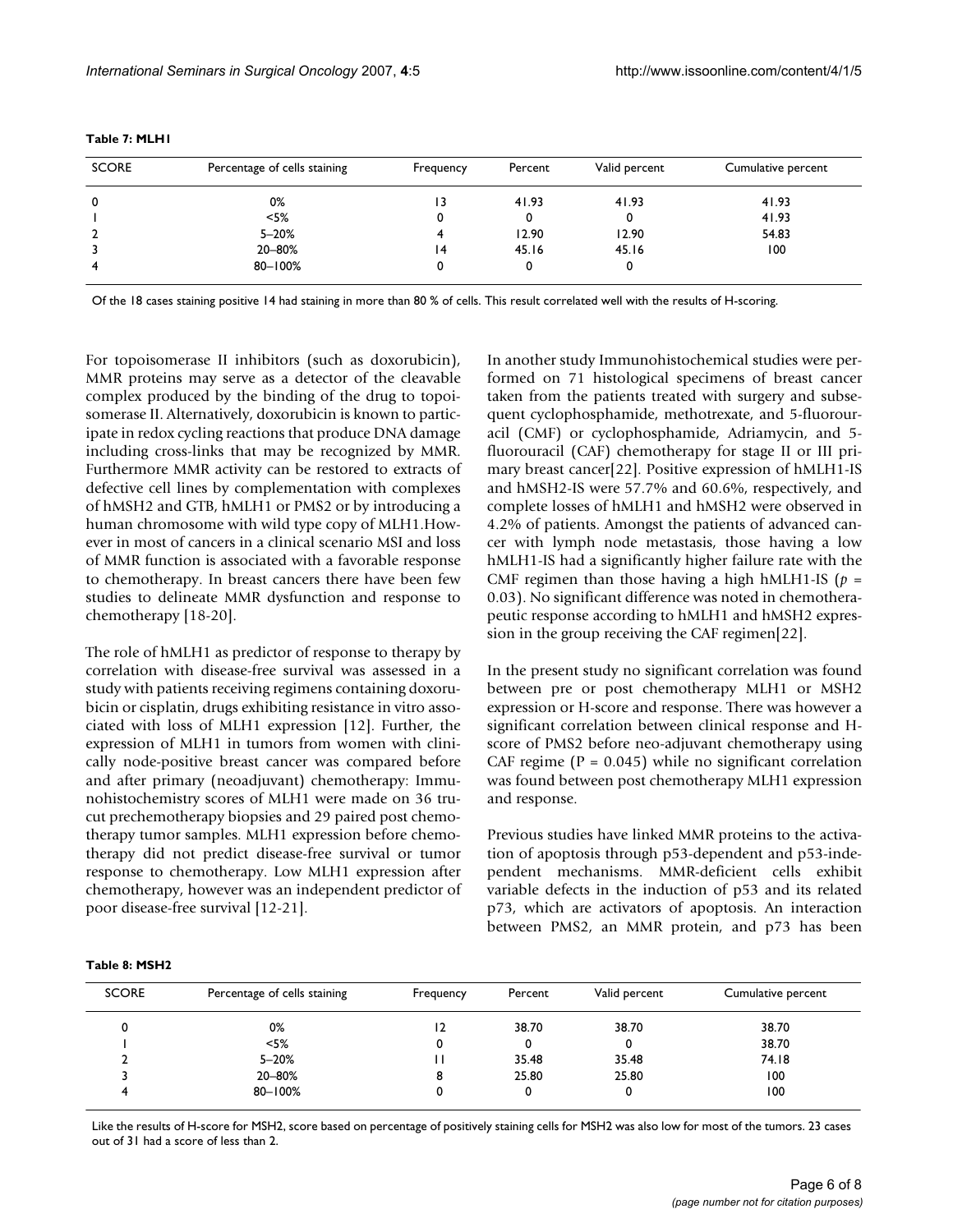**Table 7: MLH1**

| SCORE | Percentage of cells staining | Frequency | Percent | Valid percent | Cumulative percent |
|---|---|---|---|---|---|
| 0 | 0% | 13 | 41.93 | 41.93 | 41.93 |
| 1 | <5% | 0 | 0 | 0 | 41.93 |
| 2 | 5–20% | 4 | 12.90 | 12.90 | 54.83 |
| 3 | 20–80% | 14 | 45.16 | 45.16 | 100 |
| 4 | 80–100% | 0 | 0 | 0 | |

Of the 18 cases staining positive 14 had staining in more than 80 % of cells. This result correlated well with the results of H-scoring.

For topoisomerase II inhibitors (such as doxorubicin), MMR proteins may serve as a detector of the cleavable complex produced by the binding of the drug to topoisomerase II. Alternatively, doxorubicin is known to participate in redox cycling reactions that produce DNA damage including cross-links that may be recognized by MMR. Furthermore MMR activity can be restored to extracts of defective cell lines by complementation with complexes of hMSH2 and GTB, hMLH1 or PMS2 or by introducing a human chromosome with wild type copy of MLH1.However in most of cancers in a clinical scenario MSI and loss of MMR function is associated with a favorable response to chemotherapy. In breast cancers there have been few studies to delineate MMR dysfunction and response to chemotherapy [18-20].

The role of hMLH1 as predictor of response to therapy by correlation with disease-free survival was assessed in a study with patients receiving regimens containing doxorubicin or cisplatin, drugs exhibiting resistance in vitro associated with loss of MLH1 expression [12]. Further, the expression of MLH1 in tumors from women with clinically node-positive breast cancer was compared before and after primary (neoadjuvant) chemotherapy: Immunohistochemistry scores of MLH1 were made on 36 trucut prechemotherapy biopsies and 29 paired post chemotherapy tumor samples. MLH1 expression before chemotherapy did not predict disease-free survival or tumor response to chemotherapy. Low MLH1 expression after chemotherapy, however was an independent predictor of poor disease-free survival [12-21].

In another study Immunohistochemical studies were performed on 71 histological specimens of breast cancer taken from the patients treated with surgery and subsequent cyclophosphamide, methotrexate, and 5-fluorouracil (CMF) or cyclophosphamide, Adriamycin, and 5-fluorouracil (CAF) chemotherapy for stage II or III primary breast cancer[22]. Positive expression of hMLH1-IS and hMSH2-IS were 57.7% and 60.6%, respectively, and complete losses of hMLH1 and hMSH2 were observed in 4.2% of patients. Amongst the patients of advanced cancer with lymph node metastasis, those having a low hMLH1-IS had a significantly higher failure rate with the CMF regimen than those having a high hMLH1-IS ($p$ = 0.03). No significant difference was noted in chemotherapeutic response according to hMLH1 and hMSH2 expression in the group receiving the CAF regimen[22].

In the present study no significant correlation was found between pre or post chemotherapy MLH1 or MSH2 expression or H-score and response. There was however a significant correlation between clinical response and H-score of PMS2 before neo-adjuvant chemotherapy using CAF regime (P = 0.045) while no significant correlation was found between post chemotherapy MLH1 expression and response.

Previous studies have linked MMR proteins to the activation of apoptosis through p53-dependent and p53-independent mechanisms. MMR-deficient cells exhibit variable defects in the induction of p53 and its related p73, which are activators of apoptosis. An interaction between PMS2, an MMR protein, and p73 has been

**Table 8: MSH2**

| SCORE | Percentage of cells staining | Frequency | Percent | Valid percent | Cumulative percent |
|---|---|---|---|---|---|
| 0 | 0% | 12 | 38.70 | 38.70 | 38.70 |
| 1 | <5% | 0 | 0 | 0 | 38.70 |
| 2 | 5–20% | 11 | 35.48 | 35.48 | 74.18 |
| 3 | 20–80% | 8 | 25.80 | 25.80 | 100 |
| 4 | 80–100% | 0 | 0 | 0 | 100 |

Like the results of H-score for MSH2, score based on percentage of positively staining cells for MSH2 was also low for most of the tumors. 23 cases out of 31 had a score of less than 2.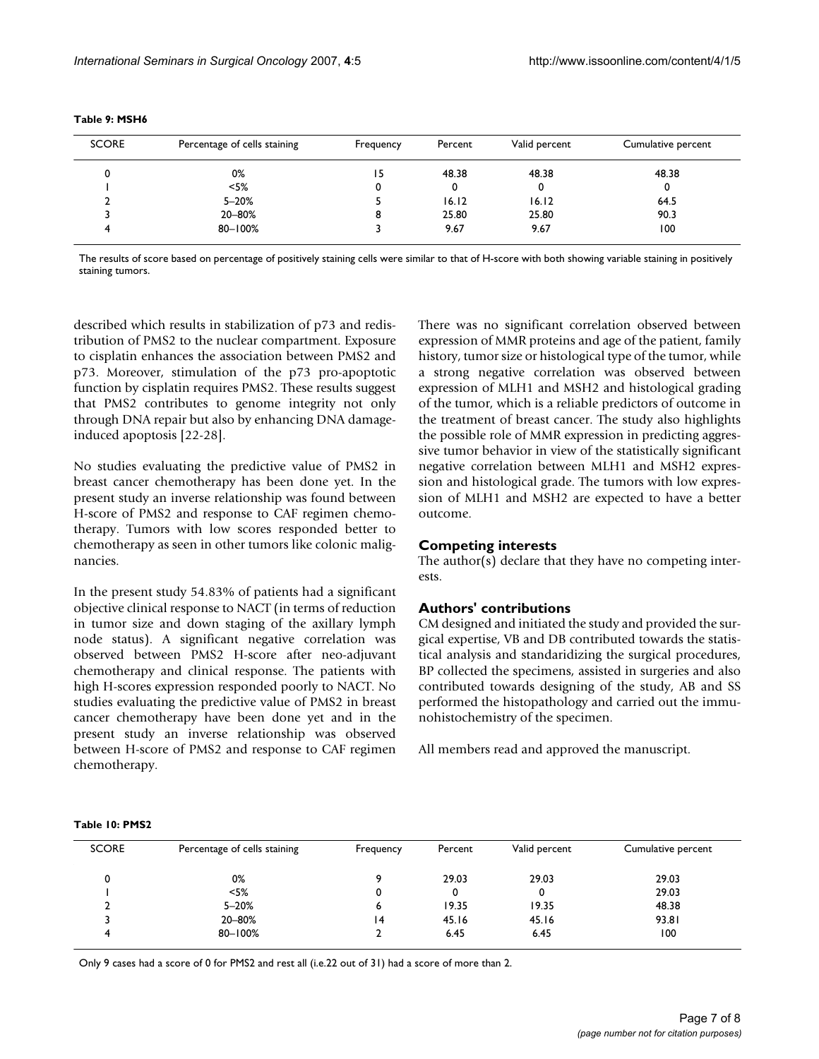**Table 9: MSH6**

| SCORE | Percentage of cells staining | Frequency | Percent | Valid percent | Cumulative percent |
|---|---|---|---|---|---|
| 0 | 0% | 15 | 48.38 | 48.38 | 48.38 |
| 1 | <5% | 0 | 0 | 0 | 0 |
| 2 | 5–20% | 5 | 16.12 | 16.12 | 64.5 |
| 3 | 20–80% | 8 | 25.80 | 25.80 | 90.3 |
| 4 | 80–100% | 3 | 9.67 | 9.67 | 100 |

The results of score based on percentage of positively staining cells were similar to that of H-score with both showing variable staining in positively staining tumors.

described which results in stabilization of p73 and redistribution of PMS2 to the nuclear compartment. Exposure to cisplatin enhances the association between PMS2 and p73. Moreover, stimulation of the p73 pro-apoptotic function by cisplatin requires PMS2. These results suggest that PMS2 contributes to genome integrity not only through DNA repair but also by enhancing DNA damage-induced apoptosis [22-28].

No studies evaluating the predictive value of PMS2 in breast cancer chemotherapy has been done yet. In the present study an inverse relationship was found between H-score of PMS2 and response to CAF regimen chemotherapy. Tumors with low scores responded better to chemotherapy as seen in other tumors like colonic malignancies.

In the present study 54.83% of patients had a significant objective clinical response to NACT (in terms of reduction in tumor size and down staging of the axillary lymph node status). A significant negative correlation was observed between PMS2 H-score after neo-adjuvant chemotherapy and clinical response. The patients with high H-scores expression responded poorly to NACT. No studies evaluating the predictive value of PMS2 in breast cancer chemotherapy have been done yet and in the present study an inverse relationship was observed between H-score of PMS2 and response to CAF regimen chemotherapy.

There was no significant correlation observed between expression of MMR proteins and age of the patient, family history, tumor size or histological type of the tumor, while a strong negative correlation was observed between expression of MLH1 and MSH2 and histological grading of the tumor, which is a reliable predictors of outcome in the treatment of breast cancer. The study also highlights the possible role of MMR expression in predicting aggressive tumor behavior in view of the statistically significant negative correlation between MLH1 and MSH2 expression and histological grade. The tumors with low expression of MLH1 and MSH2 are expected to have a better outcome.

## Competing interests

The author(s) declare that they have no competing interests.

## Authors' contributions

CM designed and initiated the study and provided the surgical expertise, VB and DB contributed towards the statistical analysis and standaridizing the surgical procedures, BP collected the specimens, assisted in surgeries and also contributed towards designing of the study, AB and SS performed the histopathology and carried out the immunohistochemistry of the specimen.

All members read and approved the manuscript.

**Table 10: PMS2**

| SCORE | Percentage of cells staining | Frequency | Percent | Valid percent | Cumulative percent |
|---|---|---|---|---|---|
| 0 | 0% | 9 | 29.03 | 29.03 | 29.03 |
| 1 | <5% | 0 | 0 | 0 | 29.03 |
| 2 | 5–20% | 6 | 19.35 | 19.35 | 48.38 |
| 3 | 20–80% | 14 | 45.16 | 45.16 | 93.81 |
| 4 | 80–100% | 2 | 6.45 | 6.45 | 100 |

Only 9 cases had a score of 0 for PMS2 and rest all (i.e.22 out of 31) had a score of more than 2.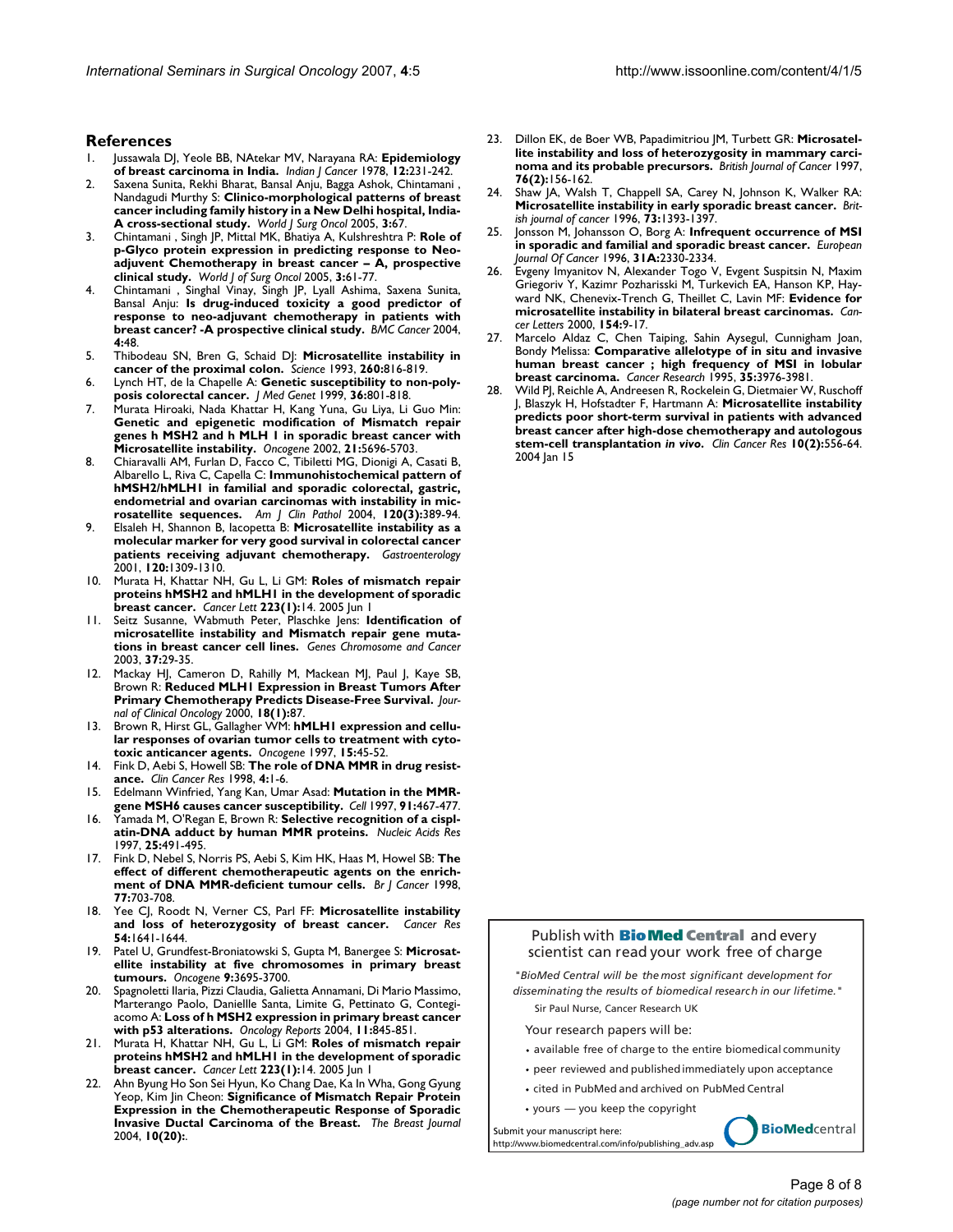## References

1. Jussawala DJ, Yeole BB, NAtekar MV, Narayana RA: **Epidemiology of breast carcinoma in India.** *Indian J Cancer* 1978, **12:**231-242.
2. Saxena Sunita, Rekhi Bharat, Bansal Anju, Bagga Ashok, Chintamani , Nandagudi Murthy S: **Clinico-morphological patterns of breast cancer including family history in a New Delhi hospital, India-A cross-sectional study.** *World J Surg Oncol* 2005, **3:**67.
3. Chintamani , Singh JP, Mittal MK, Bhatiya A, Kulshreshtra P: **Role of p-Glyco protein expression in predicting response to Neo-adjuvent Chemotherapy in breast cancer – A, prospective clinical study.** *World J of Surg Oncol* 2005, **3:**61-77.
4. Chintamani , Singhal Vinay, Singh JP, Lyall Ashima, Saxena Sunita, Bansal Anju: **Is drug-induced toxicity a good predictor of response to neo-adjuvant chemotherapy in patients with breast cancer? -A prospective clinical study.** *BMC Cancer* 2004, **4:**48.
5. Thibodeau SN, Bren G, Schaid DJ: **Microsatellite instability in cancer of the proximal colon.** *Science* 1993, **260:**816-819.
6. Lynch HT, de la Chapelle A: **Genetic susceptibility to non-polyposis colorectal cancer.** *J Med Genet* 1999, **36:**801-818.
7. Murata Hiroaki, Nada Khattar H, Kang Yuna, Gu Liya, Li Guo Min: **Genetic and epigenetic modification of Mismatch repair genes h MSH2 and h MLH 1 in sporadic breast cancer with Microsatellite instability.** *Oncogene* 2002, **21:**5696-5703.
8. Chiaravalli AM, Furlan D, Facco C, Tibiletti MG, Dionigi A, Casati B, Albarello L, Riva C, Capella C: **Immunohistochemical pattern of hMSH2/hMLH1 in familial and sporadic colorectal, gastric, endometrial and ovarian carcinomas with instability in microsatellite sequences.** *Am J Clin Pathol* 2004, **120(3):**389-94.
9. Elsaleh H, Shannon B, Iacopetta B: **Microsatellite instability as a molecular marker for very good survival in colorectal cancer patients receiving adjuvant chemotherapy.** *Gastroenterology* 2001, **120:**1309-1310.
10. Murata H, Khattar NH, Gu L, Li GM: **Roles of mismatch repair proteins hMSH2 and hMLH1 in the development of sporadic breast cancer.** *Cancer Lett* **223(1):**14. 2005 Jun 1
11. Seitz Susanne, Wabmuth Peter, Plaschke Jens: **Identification of microsatellite instability and Mismatch repair gene mutations in breast cancer cell lines.** *Genes Chromosome and Cancer* 2003, **37:**29-35.
12. Mackay HJ, Cameron D, Rahilly M, Mackean MJ, Paul J, Kaye SB, Brown R: **Reduced MLH1 Expression in Breast Tumors After Primary Chemotherapy Predicts Disease-Free Survival.** *Journal of Clinical Oncology* 2000, **18(1):**87.
13. Brown R, Hirst GL, Gallagher WM: **hMLH1 expression and cellular responses of ovarian tumor cells to treatment with cytotoxic anticancer agents.** *Oncogene* 1997, **15:**45-52.
14. Fink D, Aebi S, Howell SB: **The role of DNA MMR in drug resistance.** *Clin Cancer Res* 1998, **4:**1-6.
15. Edelmann Winfried, Yang Kan, Umar Asad: **Mutation in the MMR-gene MSH6 causes cancer susceptibility.** *Cell* 1997, **91:**467-477.
16. Yamada M, O'Regan E, Brown R: **Selective recognition of a cisplatin-DNA adduct by human MMR proteins.** *Nucleic Acids Res* 1997, **25:**491-495.
17. Fink D, Nebel S, Norris PS, Aebi S, Kim HK, Haas M, Howel SB: **The effect of different chemotherapeutic agents on the enrichment of DNA MMR-deficient tumour cells.** *Br J Cancer* 1998, **77:**703-708.
18. Yee CJ, Roodt N, Verner CS, Parl FF: **Microsatellite instability and loss of heterozygosity of breast cancer.** *Cancer Res* **54:**1641-1644.
19. Patel U, Grundfest-Broniatowski S, Gupta M, Banergee S: **Microsatellite instability at five chromosomes in primary breast tumours.** *Oncogene* **9:**3695-3700.
20. Spagnoletti Ilaria, Pizzi Claudia, Galietta Annamani, Di Mario Massimo, Marterango Paolo, Daniellle Santa, Limite G, Pettinato G, Contegiacomo A: **Loss of h MSH2 expression in primary breast cancer with p53 alterations.** *Oncology Reports* 2004, **11:**845-851.
21. Murata H, Khattar NH, Gu L, Li GM: **Roles of mismatch repair proteins hMSH2 and hMLH1 in the development of sporadic breast cancer.** *Cancer Lett* **223(1):**14. 2005 Jun 1
22. Ahn Byung Ho Son Sei Hyun, Ko Chang Dae, Ka In Wha, Gong Gyung Yeop, Kim Jin Cheon: **Significance of Mismatch Repair Protein Expression in the Chemotherapeutic Response of Sporadic Invasive Ductal Carcinoma of the Breast.** *The Breast Journal* 2004, **10(20):**.
23. Dillon EK, de Boer WB, Papadimitriou JM, Turbett GR: **Microsatellite instability and loss of heterozygosity in mammary carcinoma and its probable precursors.** *British Journal of Cancer* 1997, **76(2):**156-162.
24. Shaw JA, Walsh T, Chappell SA, Carey N, Johnson K, Walker RA: **Microsatellite instability in early sporadic breast cancer.** *British journal of cancer* 1996, **73:**1393-1397.
25. Jonsson M, Johansson O, Borg A: **Infrequent occurrence of MSI in sporadic and familial and sporadic breast cancer.** *European Journal Of Cancer* 1996, **31A:**2330-2334.
26. Evgeny Imyanitov N, Alexander Togo V, Evgent Suspitsin N, Maxim Griegoriv Y, Kazimr Pozharisski M, Turkevich EA, Hanson KP, Hayward NK, Chenevix-Trench G, Theillet C, Lavin MF: **Evidence for microsatellite instability in bilateral breast carcinomas.** *Cancer Letters* 2000, **154:**9-17.
27. Marcelo Aldaz C, Chen Taiping, Sahin Aysegul, Cunnigham Joan, Bondy Melissa: **Comparative allelotype of in situ and invasive human breast cancer ; high frequency of MSI in lobular breast carcinoma.** *Cancer Research* 1995, **35:**3976-3981.
28. Wild PJ, Reichle A, Andreesen R, Rockelein G, Dietmaier W, Ruschoff J, Blaszyk H, Hofstadter F, Hartmann A: **Microsatellite instability predicts poor short-term survival in patients with advanced breast cancer after high-dose chemotherapy and autologous stem-cell transplantation *in vivo*.** *Clin Cancer Res* **10(2):**556-64. 2004 Jan 15